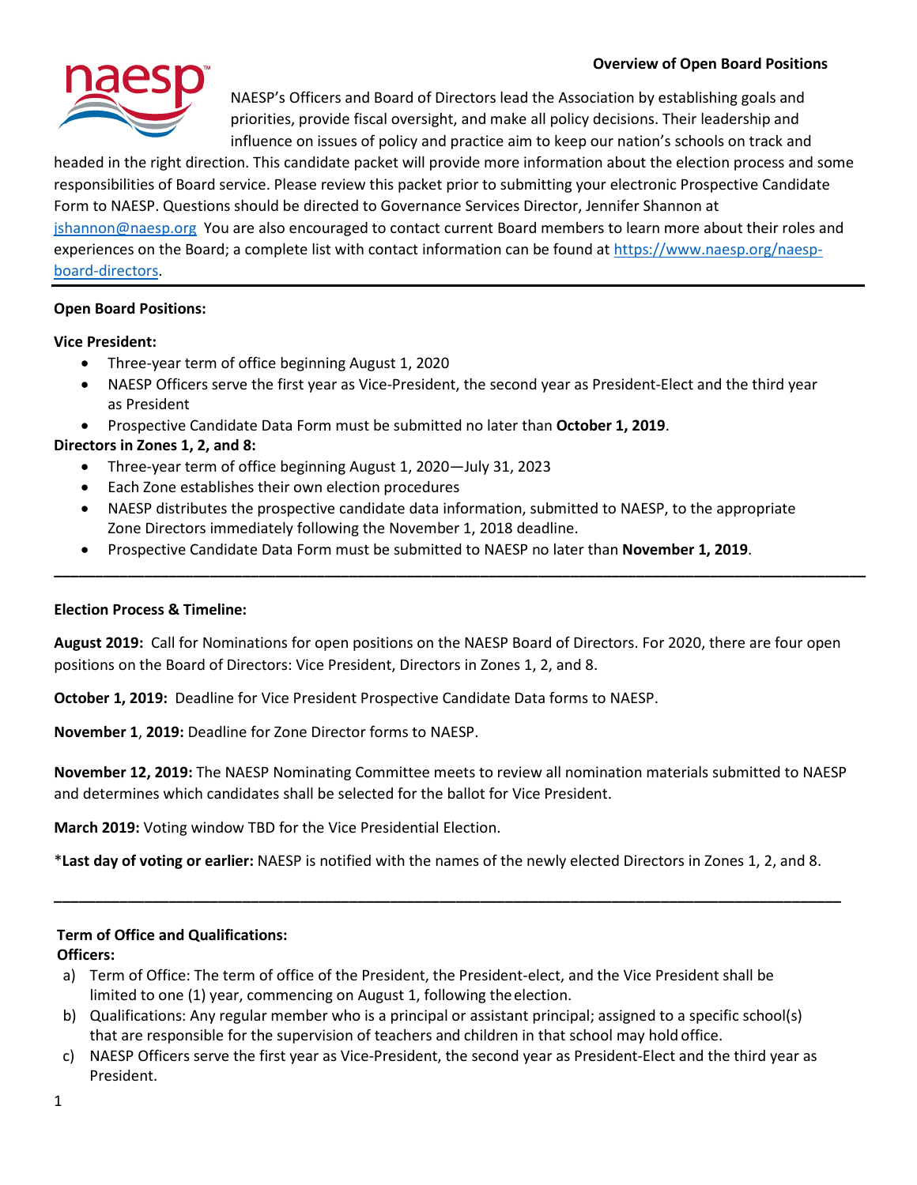# Overview of Open Board Positions

NAESP's Officers and Board of Directors lead the Association by establishing goals and priorities, provide fiscal oversight, and make all policy decisions. Their leadership and influence on issues of policy and practice aim to keep our nation's schools on track and headed in the right direction. This candidate packet will provide more information about the election process and some responsibilities of Board service. Please review this packet prior to submitting your electronic Prospective Candidate Form to NAESP. Questions should be directed to Governance Services Director, Jennifer Shannon at jshannon@naesp.org You are also encouraged to contact current Board members to learn more about their roles and experiences on the Board; a complete list with contact information can be found at https://www.naesp.org/naesp-board-directors.

---

**Open Board Positions:**

**Vice President:**

- Three-year term of office beginning August 1, 2020
- NAESP Officers serve the first year as Vice-President, the second year as President-Elect and the third year as President
- Prospective Candidate Data Form must be submitted no later than **October 1, 2019**.

**Directors in Zones 1, 2, and 8:**

- Three-year term of office beginning August 1, 2020—July 31, 2023
- Each Zone establishes their own election procedures
- NAESP distributes the prospective candidate data information, submitted to NAESP, to the appropriate Zone Directors immediately following the November 1, 2018 deadline.
- Prospective Candidate Data Form must be submitted to NAESP no later than **November 1, 2019**.

---

**Election Process & Timeline:**

**August 2019:** Call for Nominations for open positions on the NAESP Board of Directors. For 2020, there are four open positions on the Board of Directors: Vice President, Directors in Zones 1, 2, and 8.

**October 1, 2019:** Deadline for Vice President Prospective Candidate Data forms to NAESP.

**November 1**, **2019:** Deadline for Zone Director forms to NAESP.

**November 12, 2019:** The NAESP Nominating Committee meets to review all nomination materials submitted to NAESP and determines which candidates shall be selected for the ballot for Vice President.

**March 2019:** Voting window TBD for the Vice Presidential Election.

\***Last day of voting or earlier:** NAESP is notified with the names of the newly elected Directors in Zones 1, 2, and 8.

---

**Term of Office and Qualifications:**

**Officers:**

a) Term of Office: The term of office of the President, the President-elect, and the Vice President shall be limited to one (1) year, commencing on August 1, following the election.

b) Qualifications: Any regular member who is a principal or assistant principal; assigned to a specific school(s) that are responsible for the supervision of teachers and children in that school may hold office.

c) NAESP Officers serve the first year as Vice-President, the second year as President-Elect and the third year as President.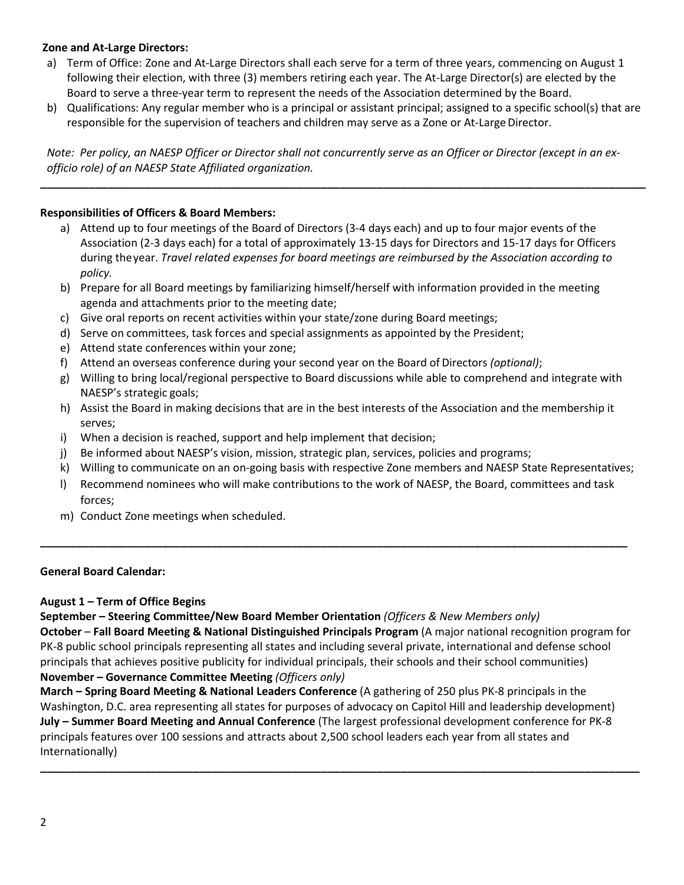**Zone and At-Large Directors:**

a) Term of Office: Zone and At-Large Directors shall each serve for a term of three years, commencing on August 1 following their election, with three (3) members retiring each year. The At-Large Director(s) are elected by the Board to serve a three-year term to represent the needs of the Association determined by the Board.

b) Qualifications: Any regular member who is a principal or assistant principal; assigned to a specific school(s) that are responsible for the supervision of teachers and children may serve as a Zone or At-Large Director.

*Note: Per policy, an NAESP Officer or Director shall not concurrently serve as an Officer or Director (except in an ex-officio role) of an NAESP State Affiliated organization.*

---

**Responsibilities of Officers & Board Members:**

a) Attend up to four meetings of the Board of Directors (3-4 days each) and up to four major events of the Association (2-3 days each) for a total of approximately 13-15 days for Directors and 15-17 days for Officers during the year. *Travel related expenses for board meetings are reimbursed by the Association according to policy.*

b) Prepare for all Board meetings by familiarizing himself/herself with information provided in the meeting agenda and attachments prior to the meeting date;

c) Give oral reports on recent activities within your state/zone during Board meetings;

d) Serve on committees, task forces and special assignments as appointed by the President;

e) Attend state conferences within your zone;

f) Attend an overseas conference during your second year on the Board of Directors *(optional)*;

g) Willing to bring local/regional perspective to Board discussions while able to comprehend and integrate with NAESP's strategic goals;

h) Assist the Board in making decisions that are in the best interests of the Association and the membership it serves;

i) When a decision is reached, support and help implement that decision;

j) Be informed about NAESP's vision, mission, strategic plan, services, policies and programs;

k) Willing to communicate on an on-going basis with respective Zone members and NAESP State Representatives;

l) Recommend nominees who will make contributions to the work of NAESP, the Board, committees and task forces;

m) Conduct Zone meetings when scheduled.

---

**General Board Calendar:**

**August 1 – Term of Office Begins**

**September – Steering Committee/New Board Member Orientation** *(Officers & New Members only)*

**October** – **Fall Board Meeting & National Distinguished Principals Program** (A major national recognition program for PK-8 public school principals representing all states and including several private, international and defense school principals that achieves positive publicity for individual principals, their schools and their school communities)

**November – Governance Committee Meeting** *(Officers only)*

**March – Spring Board Meeting & National Leaders Conference** (A gathering of 250 plus PK-8 principals in the Washington, D.C. area representing all states for purposes of advocacy on Capitol Hill and leadership development)

**July – Summer Board Meeting and Annual Conference** (The largest professional development conference for PK-8 principals features over 100 sessions and attracts about 2,500 school leaders each year from all states and Internationally)

---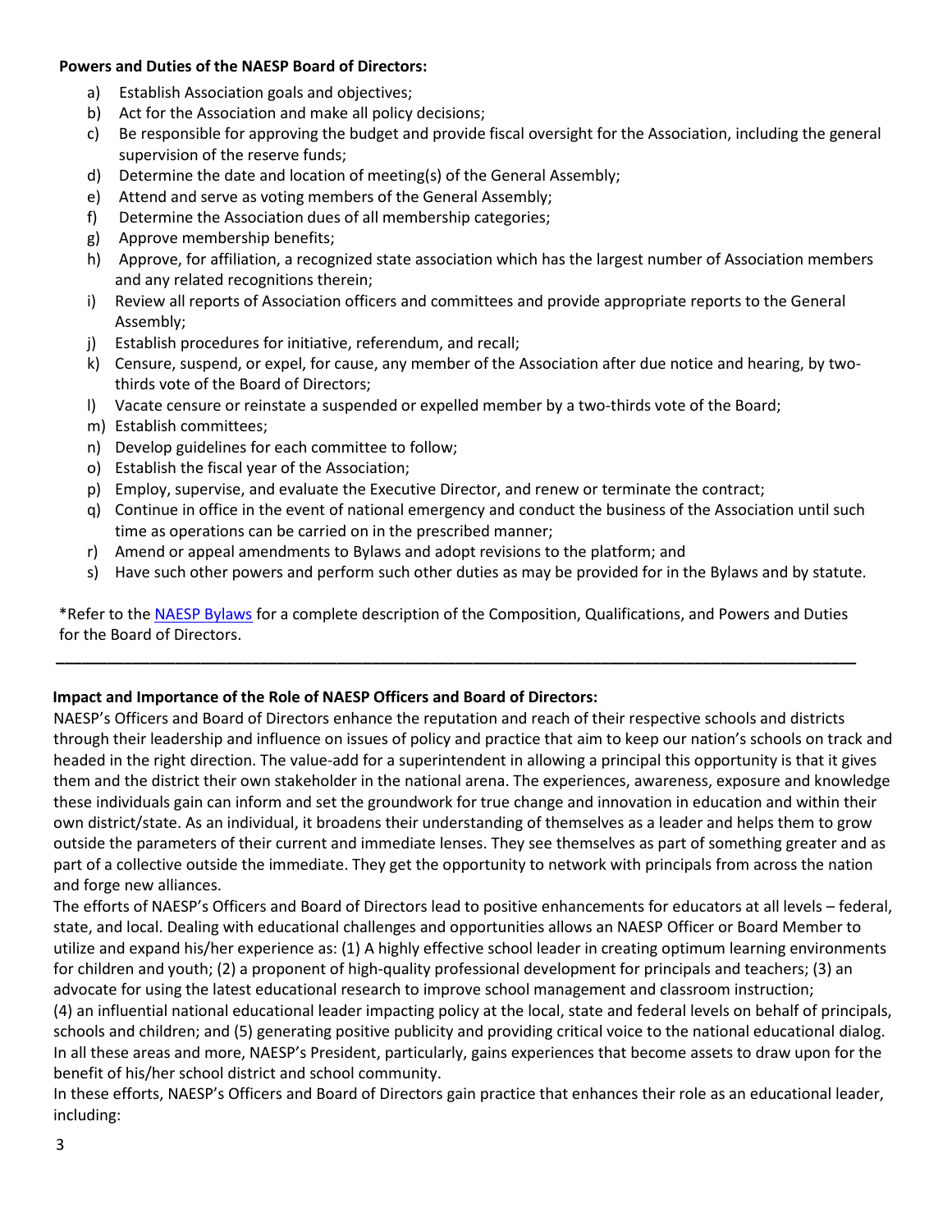**Powers and Duties of the NAESP Board of Directors:**

a) Establish Association goals and objectives;
b) Act for the Association and make all policy decisions;
c) Be responsible for approving the budget and provide fiscal oversight for the Association, including the general supervision of the reserve funds;
d) Determine the date and location of meeting(s) of the General Assembly;
e) Attend and serve as voting members of the General Assembly;
f) Determine the Association dues of all membership categories;
g) Approve membership benefits;
h) Approve, for affiliation, a recognized state association which has the largest number of Association members and any related recognitions therein;
i) Review all reports of Association officers and committees and provide appropriate reports to the General Assembly;
j) Establish procedures for initiative, referendum, and recall;
k) Censure, suspend, or expel, for cause, any member of the Association after due notice and hearing, by two-thirds vote of the Board of Directors;
l) Vacate censure or reinstate a suspended or expelled member by a two-thirds vote of the Board;
m) Establish committees;
n) Develop guidelines for each committee to follow;
o) Establish the fiscal year of the Association;
p) Employ, supervise, and evaluate the Executive Director, and renew or terminate the contract;
q) Continue in office in the event of national emergency and conduct the business of the Association until such time as operations can be carried on in the prescribed manner;
r) Amend or appeal amendments to Bylaws and adopt revisions to the platform; and
s) Have such other powers and perform such other duties as may be provided for in the Bylaws and by statute.

*Refer to the NAESP Bylaws for a complete description of the Composition, Qualifications, and Powers and Duties for the Board of Directors.

---

**Impact and Importance of the Role of NAESP Officers and Board of Directors:**

NAESP's Officers and Board of Directors enhance the reputation and reach of their respective schools and districts through their leadership and influence on issues of policy and practice that aim to keep our nation's schools on track and headed in the right direction. The value-add for a superintendent in allowing a principal this opportunity is that it gives them and the district their own stakeholder in the national arena. The experiences, awareness, exposure and knowledge these individuals gain can inform and set the groundwork for true change and innovation in education and within their own district/state. As an individual, it broadens their understanding of themselves as a leader and helps them to grow outside the parameters of their current and immediate lenses. They see themselves as part of something greater and as part of a collective outside the immediate. They get the opportunity to network with principals from across the nation and forge new alliances.

The efforts of NAESP's Officers and Board of Directors lead to positive enhancements for educators at all levels – federal, state, and local. Dealing with educational challenges and opportunities allows an NAESP Officer or Board Member to utilize and expand his/her experience as: (1) A highly effective school leader in creating optimum learning environments for children and youth; (2) a proponent of high-quality professional development for principals and teachers; (3) an advocate for using the latest educational research to improve school management and classroom instruction; (4) an influential national educational leader impacting policy at the local, state and federal levels on behalf of principals, schools and children; and (5) generating positive publicity and providing critical voice to the national educational dialog. In all these areas and more, NAESP's President, particularly, gains experiences that become assets to draw upon for the benefit of his/her school district and school community.

In these efforts, NAESP's Officers and Board of Directors gain practice that enhances their role as an educational leader, including: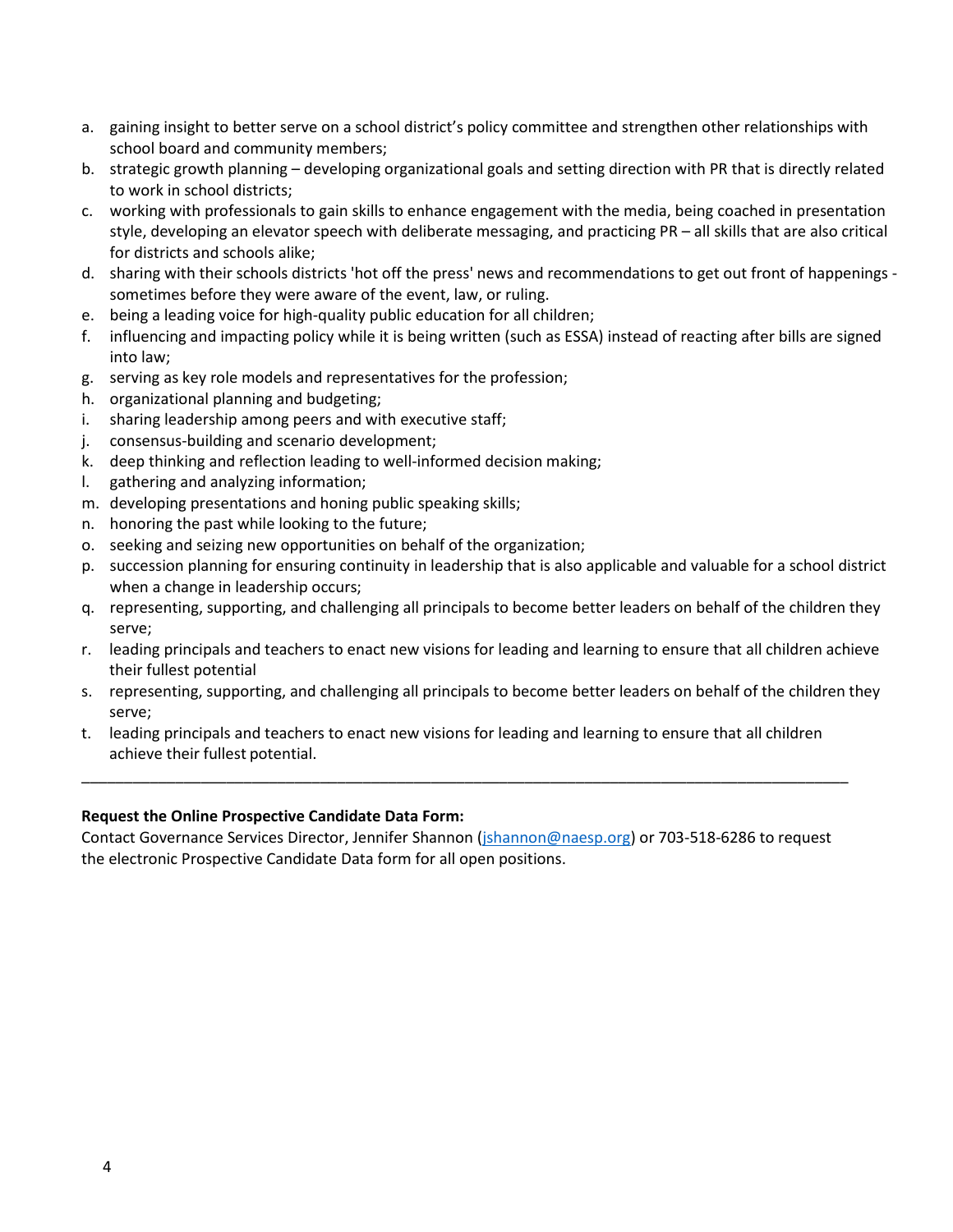a. gaining insight to better serve on a school district's policy committee and strengthen other relationships with school board and community members;
b. strategic growth planning – developing organizational goals and setting direction with PR that is directly related to work in school districts;
c. working with professionals to gain skills to enhance engagement with the media, being coached in presentation style, developing an elevator speech with deliberate messaging, and practicing PR – all skills that are also critical for districts and schools alike;
d. sharing with their schools districts 'hot off the press' news and recommendations to get out front of happenings - sometimes before they were aware of the event, law, or ruling.
e. being a leading voice for high-quality public education for all children;
f. influencing and impacting policy while it is being written (such as ESSA) instead of reacting after bills are signed into law;
g. serving as key role models and representatives for the profession;
h. organizational planning and budgeting;
i. sharing leadership among peers and with executive staff;
j. consensus-building and scenario development;
k. deep thinking and reflection leading to well-informed decision making;
l. gathering and analyzing information;
m. developing presentations and honing public speaking skills;
n. honoring the past while looking to the future;
o. seeking and seizing new opportunities on behalf of the organization;
p. succession planning for ensuring continuity in leadership that is also applicable and valuable for a school district when a change in leadership occurs;
q. representing, supporting, and challenging all principals to become better leaders on behalf of the children they serve;
r. leading principals and teachers to enact new visions for leading and learning to ensure that all children achieve their fullest potential
s. representing, supporting, and challenging all principals to become better leaders on behalf of the children they serve;
t. leading principals and teachers to enact new visions for leading and learning to ensure that all children achieve their fullest potential.

---

**Request the Online Prospective Candidate Data Form:**

Contact Governance Services Director, Jennifer Shannon (jshannon@naesp.org) or 703-518-6286 to request the electronic Prospective Candidate Data form for all open positions.